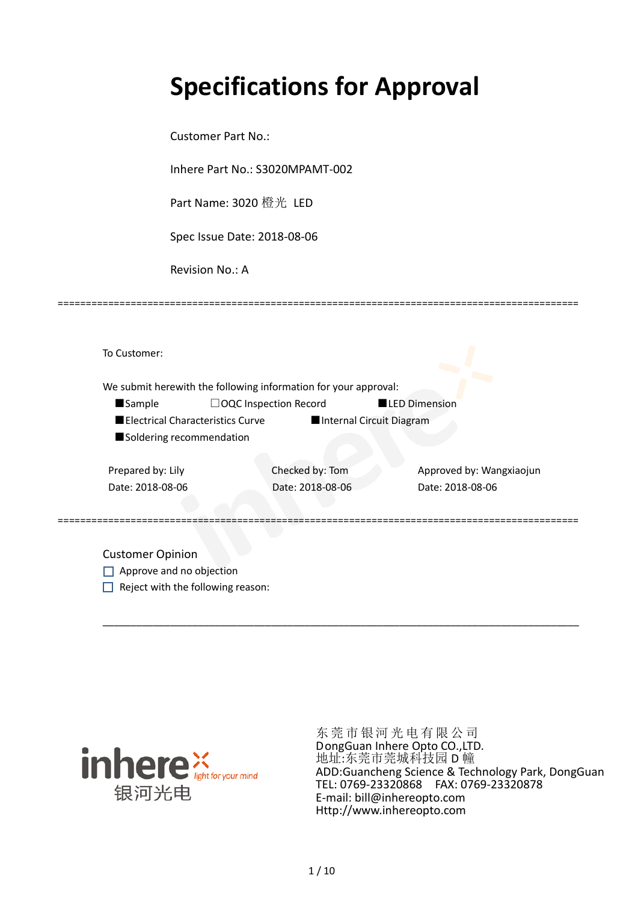# Specifications for Approval

Customer Part No.:

Inhere Part No.: S3020MPAMT-002

Part Name: 3020 橙光 LED

Spec Issue Date: 2018-08-06

Revision No.: A

==========================================================================================

To Customer:

We submit herewith the following information for your approval:

■Sample ☐OQC Inspection Record ■LED Dimension

■Electrical Characteristics Curve ■Internal Circuit Diagram

■Soldering recommendation

| Prepared by: Lily | Checked by: Tom | Approved by: Wangxiaojun |
|---|---|---|
| Date: 2018-08-06 | Date: 2018-08-06 | Date: 2018-08-06 |

==========================================================================================

Customer Opinion

☐ Approve and no objection

☐ Reject with the following reason:

______________________________________________________________________________

inhere 银河光电 light for your mind

东 莞 市 银 河 光 电 有 限 公 司
DongGuan Inhere Opto CO.,LTD.
地址:东莞市莞城科技园 D 幢
ADD:Guancheng Science & Technology Park, DongGuan
TEL: 0769-23320868 FAX: 0769-23320878
E-mail: bill@inhereopto.com
Http://www.inhereopto.com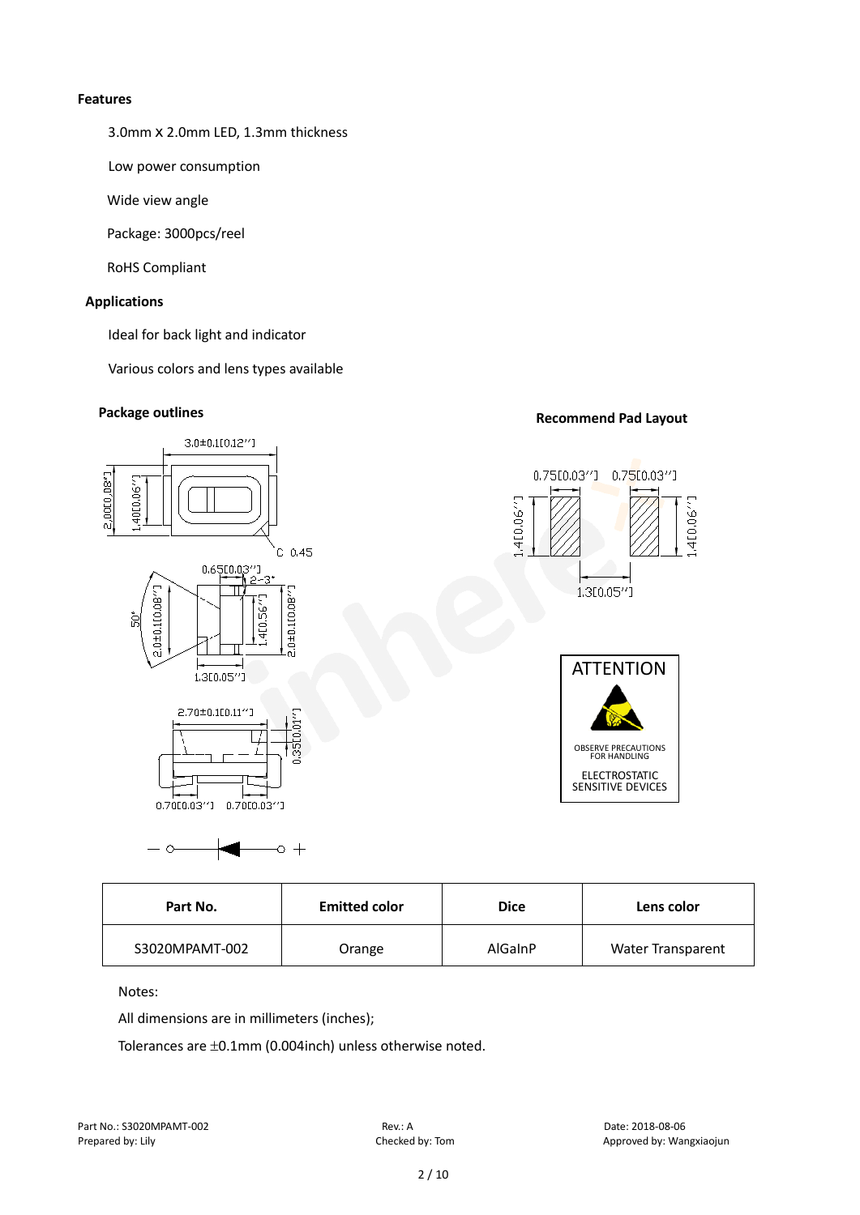**Features**

3.0mm X 2.0mm LED, 1.3mm thickness

Low power consumption

Wide view angle

Package: 3000pcs/reel

RoHS Compliant

**Applications**

Ideal for back light and indicator

Various colors and lens types available

**Package outlines**

**Recommend Pad Layout**

ATTENTION

OBSERVE PRECAUTIONS FOR HANDLING

ELECTROSTATIC SENSITIVE DEVICES

| Part No. | Emitted color | Dice | Lens color |
|---|---|---|---|
| S3020MPAMT-002 | Orange | AlGaInP | Water Transparent |

Notes:

All dimensions are in millimeters (inches);

Tolerances are ±0.1mm (0.004inch) unless otherwise noted.

Part No.: S3020MPAMT-002 Rev.: A Date: 2018-08-06

Prepared by: Lily Checked by: Tom Approved by: Wangxiaojun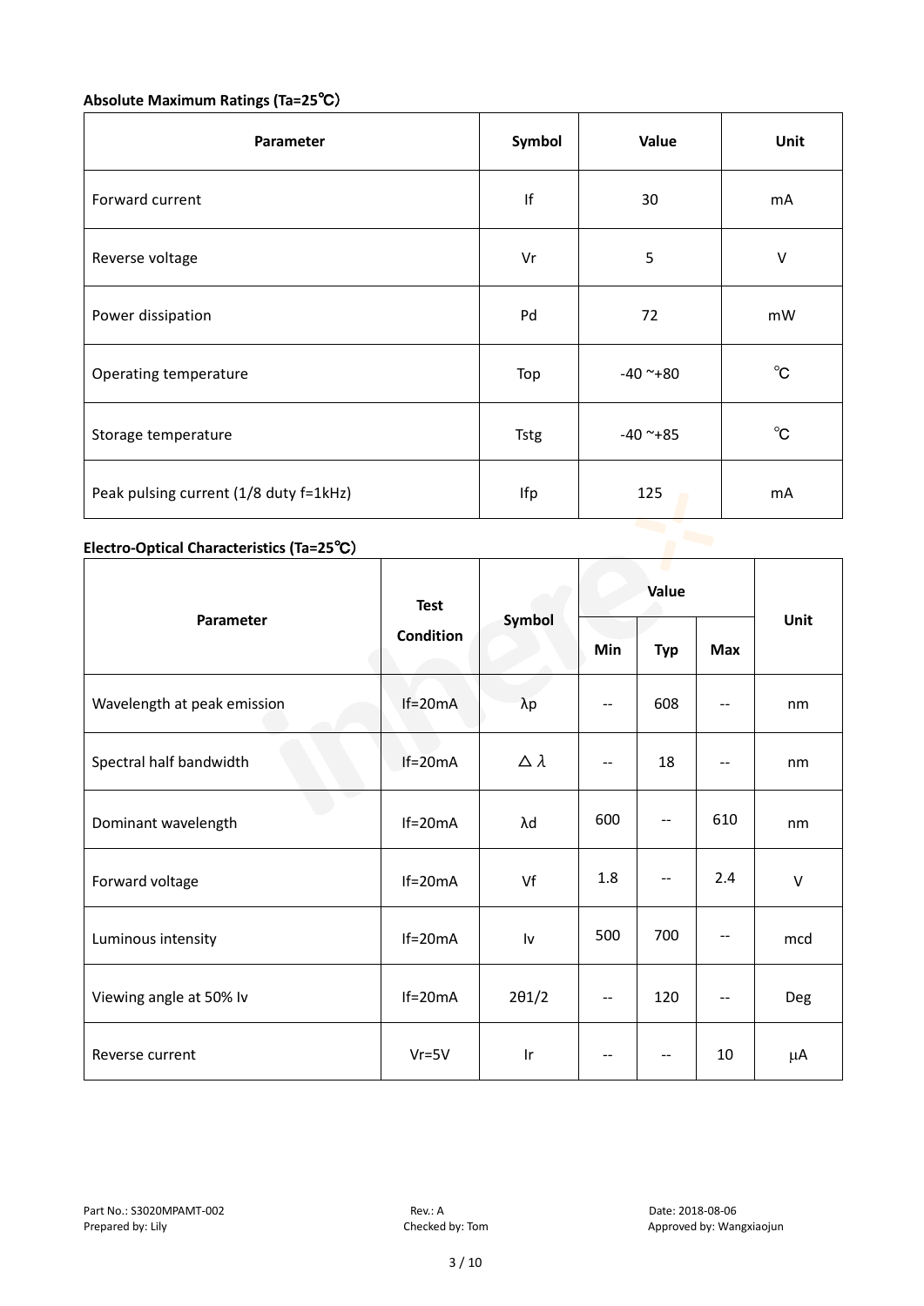**Absolute Maximum Ratings (Ta=25℃)**

| Parameter | Symbol | Value | Unit |
|---|---|---|---|
| Forward current | If | 30 | mA |
| Reverse voltage | Vr | 5 | V |
| Power dissipation | Pd | 72 | mW |
| Operating temperature | Top | -40 ~+80 | ℃ |
| Storage temperature | Tstg | -40 ~+85 | ℃ |
| Peak pulsing current (1/8 duty f=1kHz) | Ifp | 125 | mA |

**Electro-Optical Characteristics (Ta=25℃)**

| Parameter | Test Condition | Symbol | Value | | | Unit |
|---|---|---|---|---|---|---|
| | | | Min | Typ | Max | |
| Wavelength at peak emission | If=20mA | λp | -- | 608 | -- | nm |
| Spectral half bandwidth | If=20mA | △λ | -- | 18 | -- | nm |
| Dominant wavelength | If=20mA | λd | 600 | -- | 610 | nm |
| Forward voltage | If=20mA | Vf | 1.8 | -- | 2.4 | V |
| Luminous intensity | If=20mA | Iv | 500 | 700 | -- | mcd |
| Viewing angle at 50% Iv | If=20mA | 2θ1/2 | -- | 120 | -- | Deg |
| Reverse current | Vr=5V | Ir | -- | -- | 10 | μA |

Part No.: S3020MPAMT-002 Rev.: A Date: 2018-08-06
Prepared by: Lily Checked by: Tom Approved by: Wangxiaojun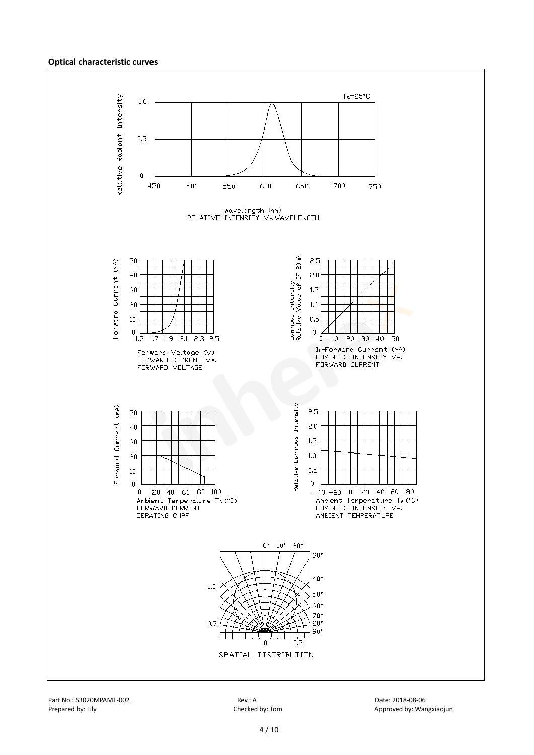**Optical characteristic curves**

Ta=25°C

Relative Radiant Intensity

wavelength (nm)
RELATIVE INTENSITY Vs.WAVELENGTH

Forward Current (mA)

Forward Voltage (V)
FORWARD CURRENT Vs.
FORWARD VOLTAGE

Luminous Intensity Relative Value of IF=20mA

IF-Forward Current (mA)
LUMINOUS INTENSITY Vs.
FORWARD CURRENT

Forward Current (mA)

Ambient Temperature TA (°C)
FORWARD CURRENT
DERATING CURE

Relative Luminous Intensity

Ambient Temperature TA (°C)
LUMINOUS INTENSITY Vs.
AMBIENT TEMPERATURE

SPATIAL DISTRIBUTION

Part No.: S3020MPAMT-002　　Rev.: A　　Date: 2018-08-06
Prepared by: Lily　　Checked by: Tom　　Approved by: Wangxiaojun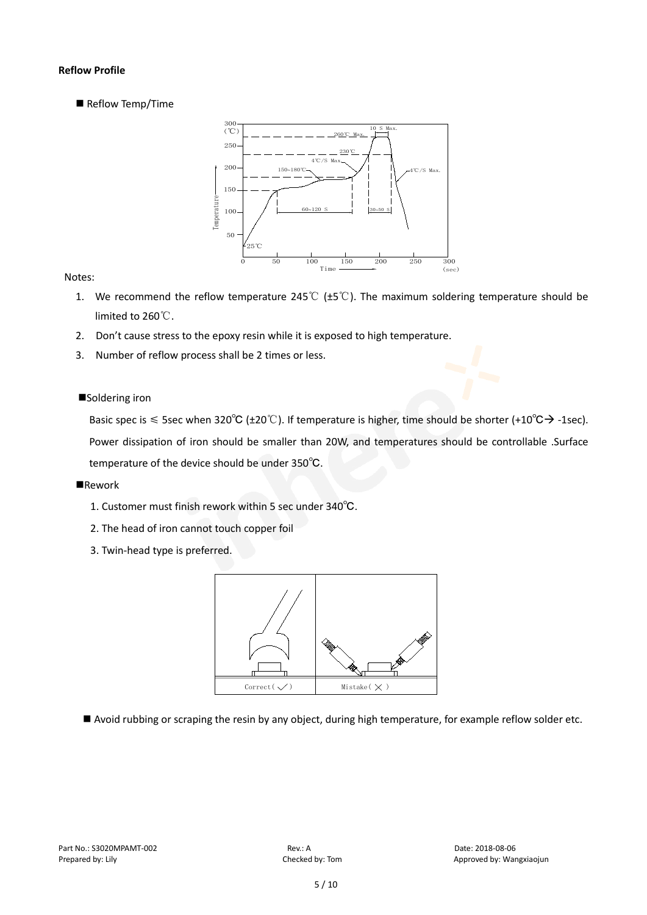**Reflow Profile**

■ Reflow Temp/Time

Notes:

1. We recommend the reflow temperature 245℃ (±5℃). The maximum soldering temperature should be limited to 260℃.
2. Don't cause stress to the epoxy resin while it is exposed to high temperature.
3. Number of reflow process shall be 2 times or less.

■Soldering iron

Basic spec is ≤ 5sec when 320℃ (±20℃). If temperature is higher, time should be shorter (+10℃→ -1sec). Power dissipation of iron should be smaller than 20W, and temperatures should be controllable .Surface temperature of the device should be under 350℃.

■Rework

1. Customer must finish rework within 5 sec under 340℃.
2. The head of iron cannot touch copper foil
3. Twin-head type is preferred.

■ Avoid rubbing or scraping the resin by any object, during high temperature, for example reflow solder etc.

Part No.: S3020MPAMT-002 Rev.: A Date: 2018-08-06
Prepared by: Lily Checked by: Tom Approved by: Wangxiaojun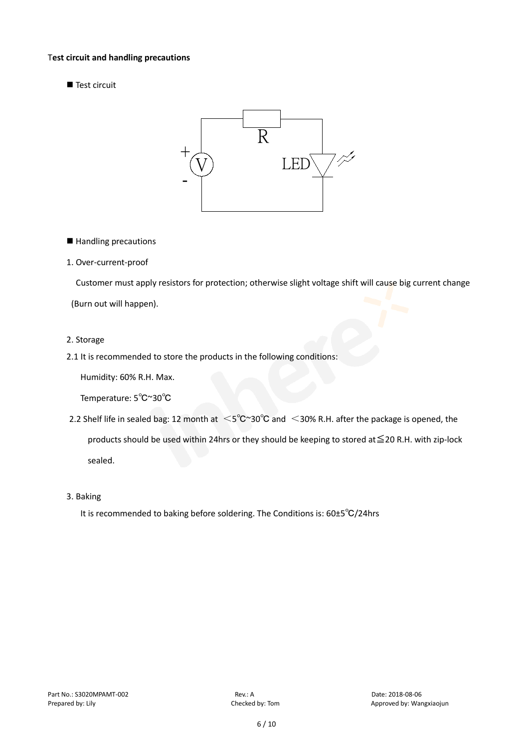**Test circuit and handling precautions**

■ Test circuit

■ Handling precautions

1. Over-current-proof

Customer must apply resistors for protection; otherwise slight voltage shift will cause big current change (Burn out will happen).

2. Storage

2.1 It is recommended to store the products in the following conditions:

Humidity: 60% R.H. Max.

Temperature: 5℃~30℃

2.2 Shelf life in sealed bag: 12 month at <5℃~30℃ and <30% R.H. after the package is opened, the products should be used within 24hrs or they should be keeping to stored at≦20 R.H. with zip-lock sealed.

3. Baking

It is recommended to baking before soldering. The Conditions is: 60±5℃/24hrs

Part No.: S3020MPAMT-002 | Rev.: A | Date: 2018-08-06
Prepared by: Lily | Checked by: Tom | Approved by: Wangxiaojun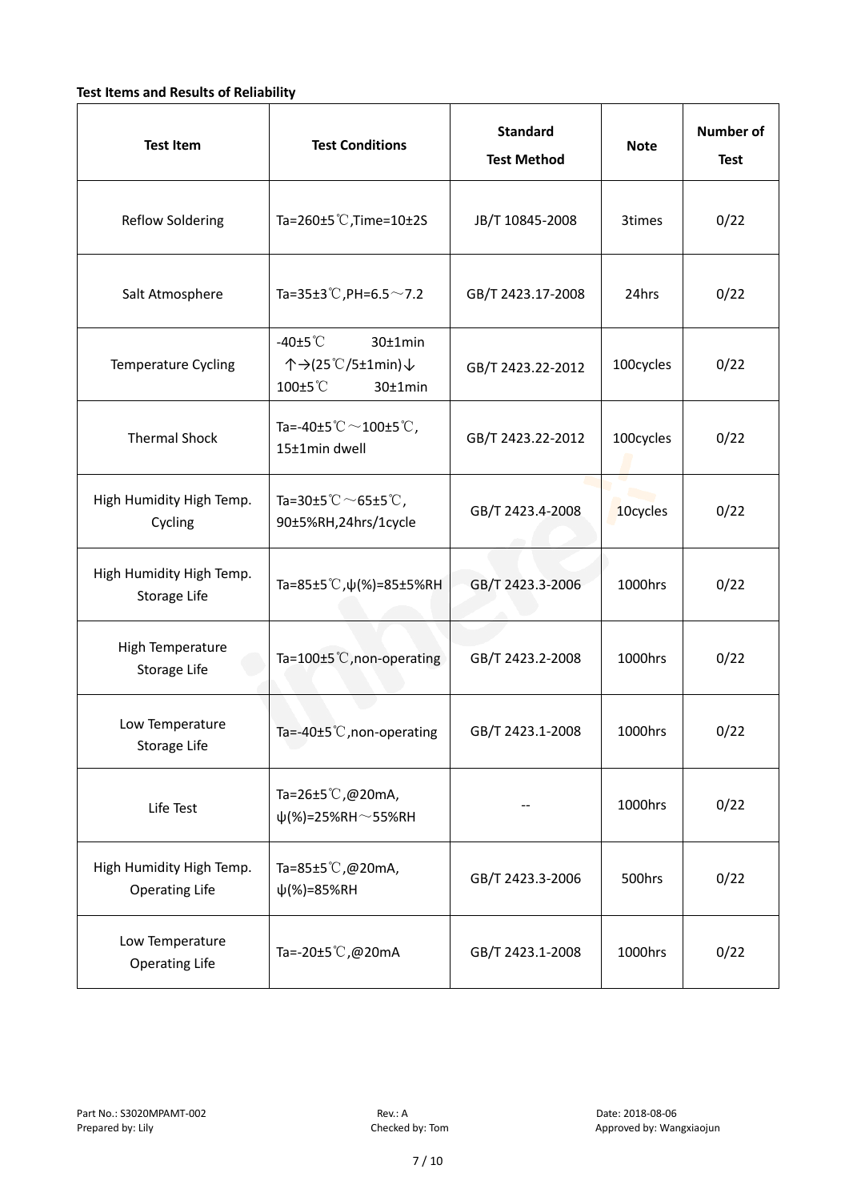**Test Items and Results of Reliability**

| Test Item | Test Conditions | Standard Test Method | Note | Number of Test |
|---|---|---|---|---|
| Reflow Soldering | Ta=260±5℃,Time=10±2S | JB/T 10845-2008 | 3times | 0/22 |
| Salt Atmosphere | Ta=35±3℃,PH=6.5～7.2 | GB/T 2423.17-2008 | 24hrs | 0/22 |
| Temperature Cycling | -40±5℃ 30±1min ↑→(25℃/5±1min)↓ 100±5℃ 30±1min | GB/T 2423.22-2012 | 100cycles | 0/22 |
| Thermal Shock | Ta=-40±5℃～100±5℃, 15±1min dwell | GB/T 2423.22-2012 | 100cycles | 0/22 |
| High Humidity High Temp. Cycling | Ta=30±5℃～65±5℃, 90±5%RH,24hrs/1cycle | GB/T 2423.4-2008 | 10cycles | 0/22 |
| High Humidity High Temp. Storage Life | Ta=85±5℃,ψ(%)=85±5%RH | GB/T 2423.3-2006 | 1000hrs | 0/22 |
| High Temperature Storage Life | Ta=100±5℃,non-operating | GB/T 2423.2-2008 | 1000hrs | 0/22 |
| Low Temperature Storage Life | Ta=-40±5℃,non-operating | GB/T 2423.1-2008 | 1000hrs | 0/22 |
| Life Test | Ta=26±5℃,@20mA, ψ(%)=25%RH～55%RH | -- | 1000hrs | 0/22 |
| High Humidity High Temp. Operating Life | Ta=85±5℃,@20mA, ψ(%)=85%RH | GB/T 2423.3-2006 | 500hrs | 0/22 |
| Low Temperature Operating Life | Ta=-20±5℃,@20mA | GB/T 2423.1-2008 | 1000hrs | 0/22 |

Part No.: S3020MPAMT-002 Rev.: A Date: 2018-08-06
Prepared by: Lily Checked by: Tom Approved by: Wangxiaojun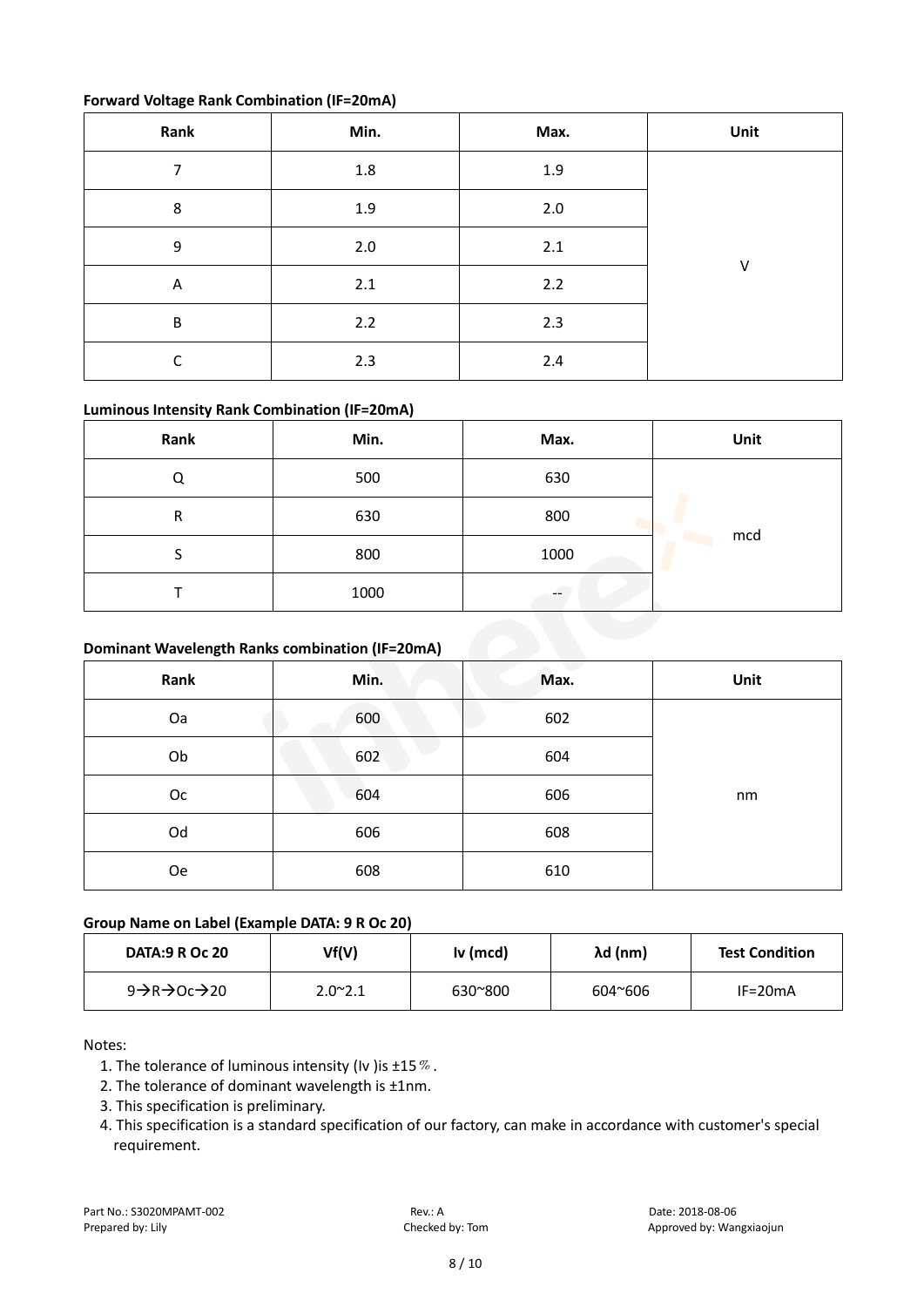**Forward Voltage Rank Combination (IF=20mA)**

| Rank | Min. | Max. | Unit |
|---|---|---|---|
| 7 | 1.8 | 1.9 | V |
| 8 | 1.9 | 2.0 | |
| 9 | 2.0 | 2.1 | |
| A | 2.1 | 2.2 | |
| B | 2.2 | 2.3 | |
| C | 2.3 | 2.4 | |

**Luminous Intensity Rank Combination (IF=20mA)**

| Rank | Min. | Max. | Unit |
|---|---|---|---|
| Q | 500 | 630 | mcd |
| R | 630 | 800 | |
| S | 800 | 1000 | |
| T | 1000 | -- | |

**Dominant Wavelength Ranks combination (IF=20mA)**

| Rank | Min. | Max. | Unit |
|---|---|---|---|
| Oa | 600 | 602 | nm |
| Ob | 602 | 604 | |
| Oc | 604 | 606 | |
| Od | 606 | 608 | |
| Oe | 608 | 610 | |

**Group Name on Label (Example DATA: 9 R Oc 20)**

| DATA:9 R Oc 20 | Vf(V) | Iv (mcd) | λd (nm) | Test Condition |
|---|---|---|---|---|
| 9→R→Oc→20 | 2.0~2.1 | 630~800 | 604~606 | IF=20mA |

Notes:

1. The tolerance of luminous intensity (Iv )is ±15％.
2. The tolerance of dominant wavelength is ±1nm.
3. This specification is preliminary.
4. This specification is a standard specification of our factory, can make in accordance with customer's special requirement.

Part No.: S3020MPAMT-002 Rev.: A Date: 2018-08-06
Prepared by: Lily Checked by: Tom Approved by: Wangxiaojun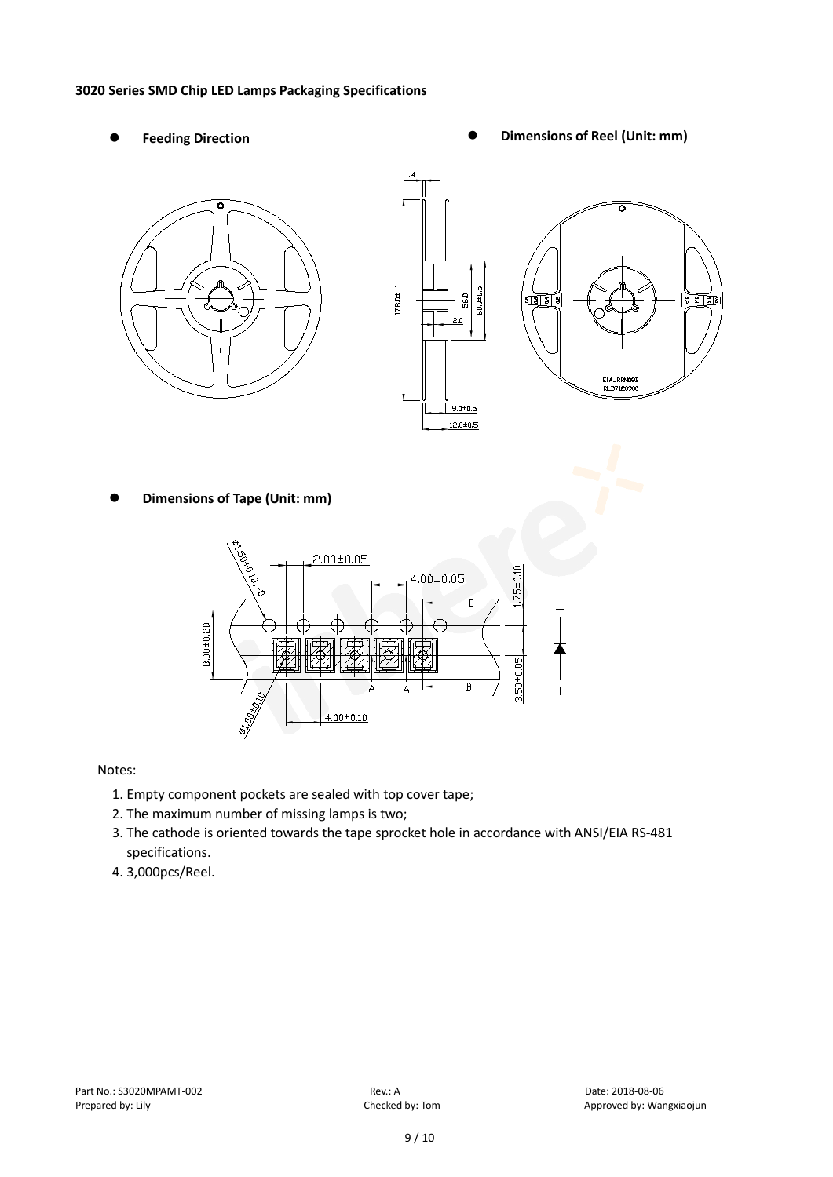**3020 Series SMD Chip LED Lamps Packaging Specifications**

- **Feeding Direction**
- **Dimensions of Reel (Unit: mm)**

- **Dimensions of Tape (Unit: mm)**

Notes:

1. Empty component pockets are sealed with top cover tape;
2. The maximum number of missing lamps is two;
3. The cathode is oriented towards the tape sprocket hole in accordance with ANSI/EIA RS-481 specifications.
4. 3,000pcs/Reel.

Part No.: S3020MPAMT-002 | Rev.: A | Date: 2018-08-06

Prepared by: Lily | Checked by: Tom | Approved by: Wangxiaojun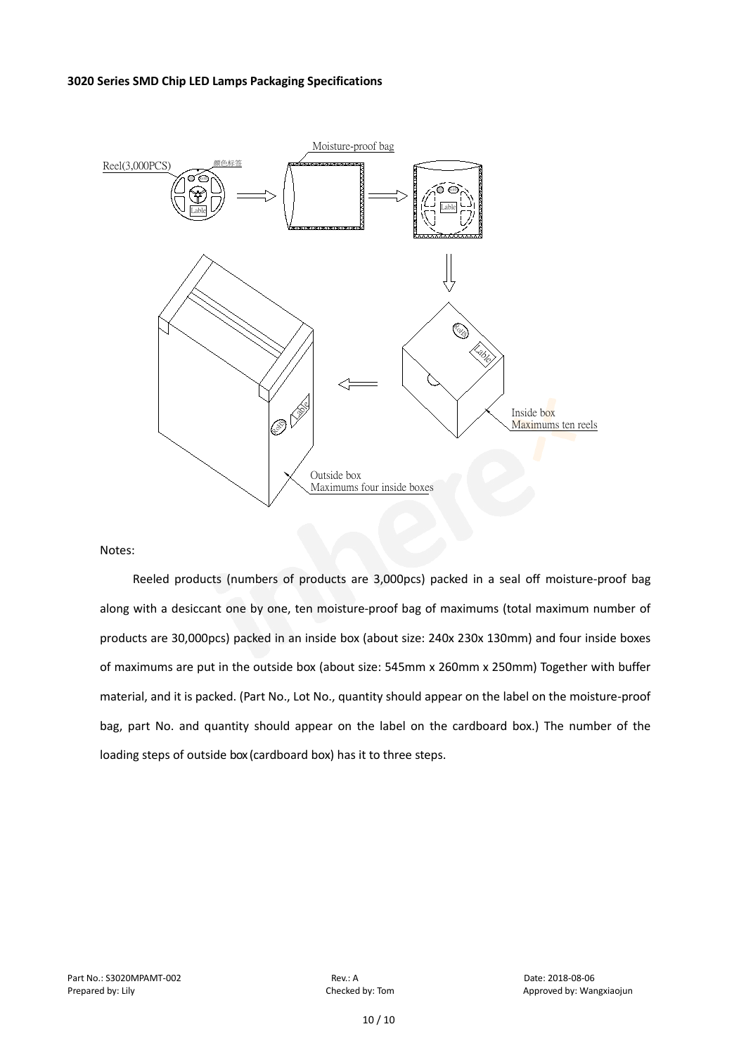**3020 Series SMD Chip LED Lamps Packaging Specifications**

Moisture-proof bag

Reel(3,000PCS)

顏色标签

Lable

Inside box
Maximums ten reels

Outside box
Maximums four inside boxes

Notes:

Reeled products (numbers of products are 3,000pcs) packed in a seal off moisture-proof bag along with a desiccant one by one, ten moisture-proof bag of maximums (total maximum number of products are 30,000pcs) packed in an inside box (about size: 240x 230x 130mm) and four inside boxes of maximums are put in the outside box (about size: 545mm x 260mm x 250mm) Together with buffer material, and it is packed. (Part No., Lot No., quantity should appear on the label on the moisture-proof bag, part No. and quantity should appear on the label on the cardboard box.) The number of the loading steps of outside box (cardboard box) has it to three steps.

Part No.: S3020MPAMT-002 Rev.: A Date: 2018-08-06
Prepared by: Lily Checked by: Tom Approved by: Wangxiaojun